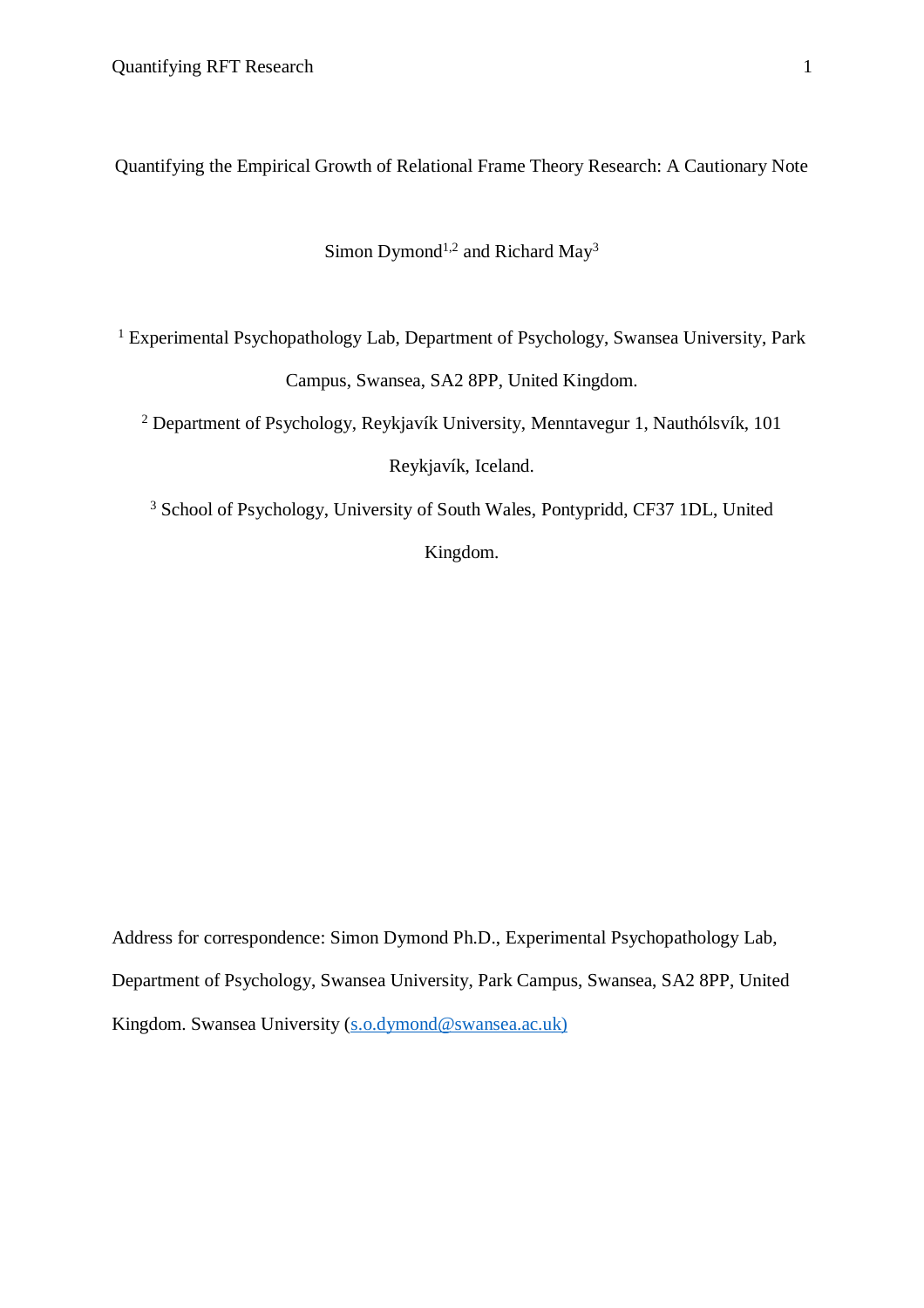# Quantifying the Empirical Growth of Relational Frame Theory Research: A Cautionary Note

Simon Dymond[1,2] and Richard May[3]

[1] Experimental Psychopathology Lab, Department of Psychology, Swansea University, Park Campus, Swansea, SA2 8PP, United Kingdom.

[2] Department of Psychology, Reykjavík University, Menntavegur 1, Nauthólsvík, 101 Reykjavík, Iceland.

[3] School of Psychology, University of South Wales, Pontypridd, CF37 1DL, United Kingdom.

Address for correspondence: Simon Dymond Ph.D., Experimental Psychopathology Lab, Department of Psychology, Swansea University, Park Campus, Swansea, SA2 8PP, United Kingdom. Swansea University (s.o.dymond@swansea.ac.uk)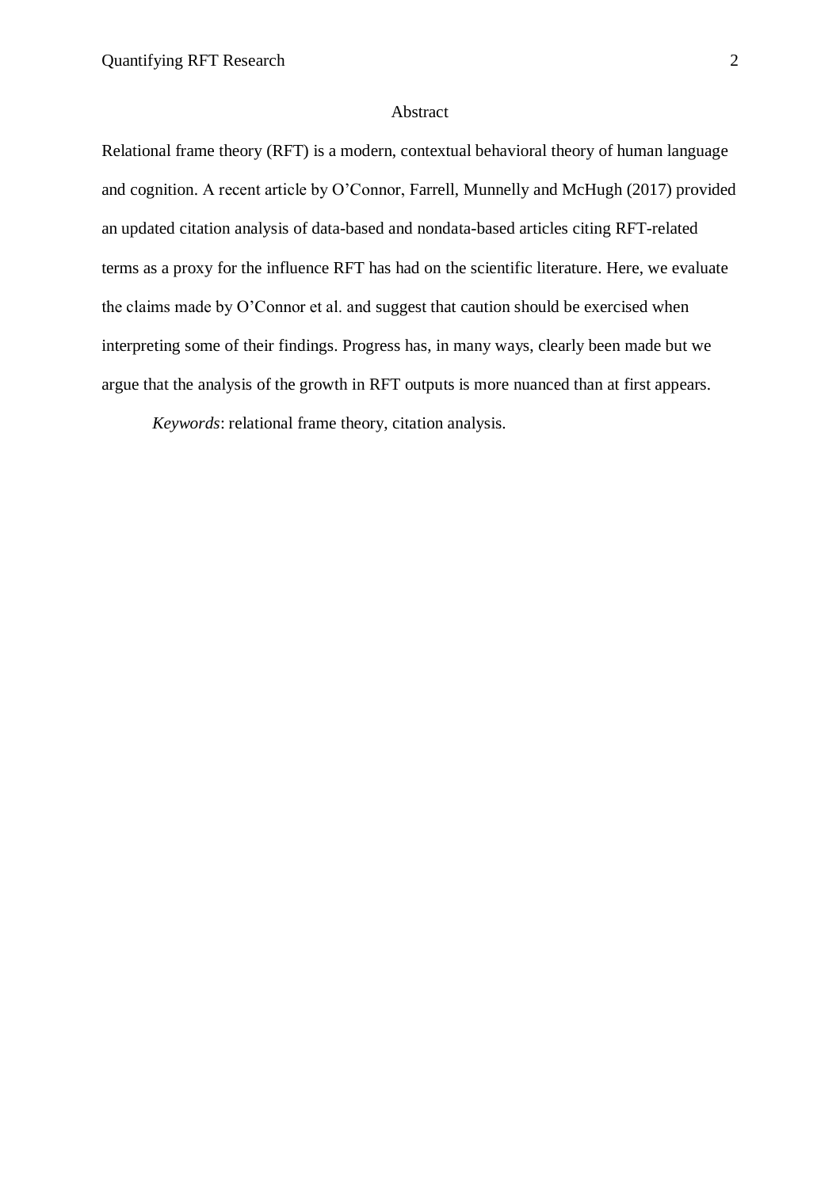# Abstract

Relational frame theory (RFT) is a modern, contextual behavioral theory of human language and cognition. A recent article by O'Connor, Farrell, Munnelly and McHugh (2017) provided an updated citation analysis of data-based and nondata-based articles citing RFT-related terms as a proxy for the influence RFT has had on the scientific literature. Here, we evaluate the claims made by O'Connor et al. and suggest that caution should be exercised when interpreting some of their findings. Progress has, in many ways, clearly been made but we argue that the analysis of the growth in RFT outputs is more nuanced than at first appears.

*Keywords*: relational frame theory, citation analysis.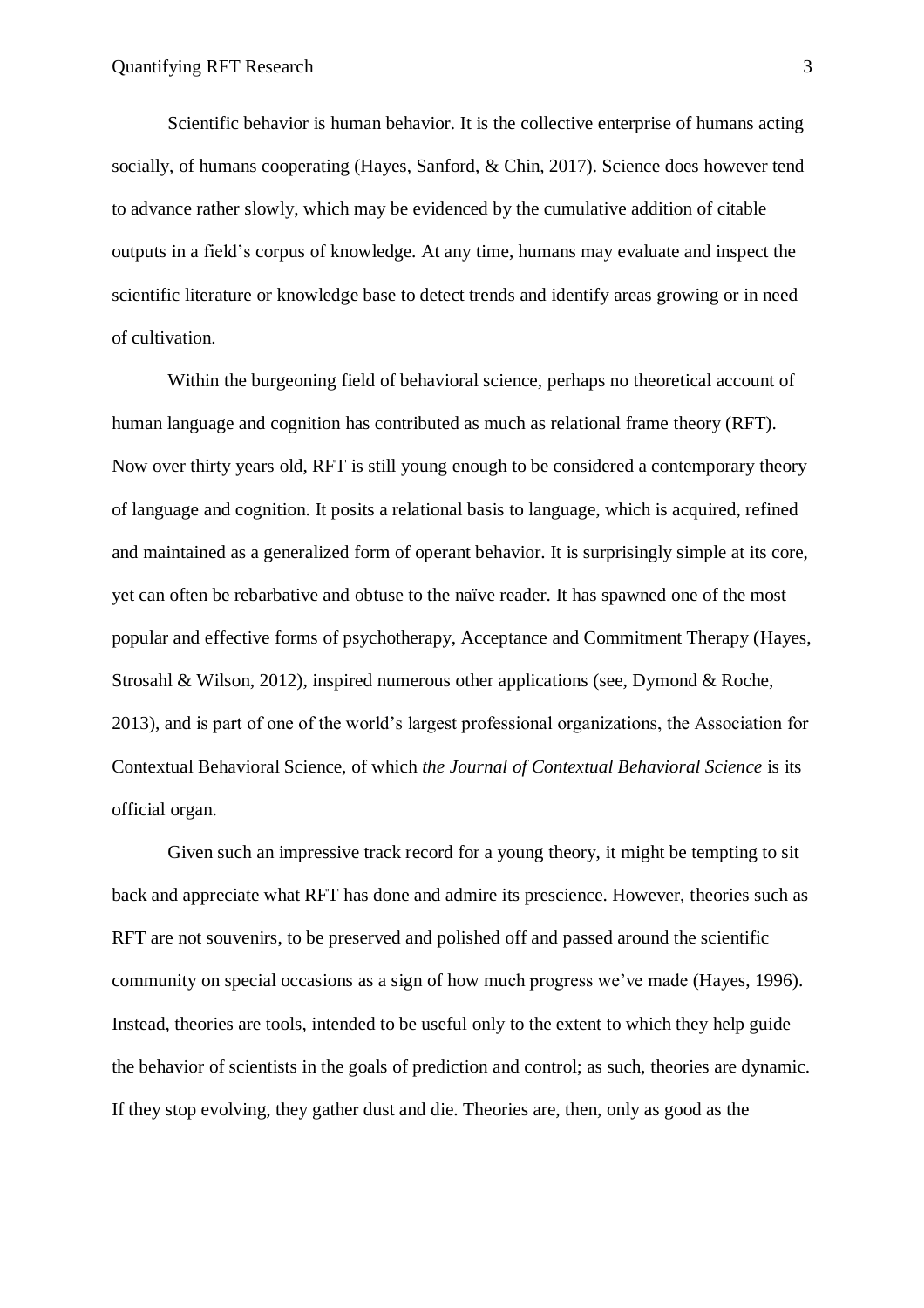Scientific behavior is human behavior. It is the collective enterprise of humans acting socially, of humans cooperating (Hayes, Sanford, & Chin, 2017). Science does however tend to advance rather slowly, which may be evidenced by the cumulative addition of citable outputs in a field's corpus of knowledge. At any time, humans may evaluate and inspect the scientific literature or knowledge base to detect trends and identify areas growing or in need of cultivation.

Within the burgeoning field of behavioral science, perhaps no theoretical account of human language and cognition has contributed as much as relational frame theory (RFT). Now over thirty years old, RFT is still young enough to be considered a contemporary theory of language and cognition. It posits a relational basis to language, which is acquired, refined and maintained as a generalized form of operant behavior. It is surprisingly simple at its core, yet can often be rebarbative and obtuse to the naïve reader. It has spawned one of the most popular and effective forms of psychotherapy, Acceptance and Commitment Therapy (Hayes, Strosahl & Wilson, 2012), inspired numerous other applications (see, Dymond & Roche, 2013), and is part of one of the world's largest professional organizations, the Association for Contextual Behavioral Science, of which *the Journal of Contextual Behavioral Science* is its official organ.

Given such an impressive track record for a young theory, it might be tempting to sit back and appreciate what RFT has done and admire its prescience. However, theories such as RFT are not souvenirs, to be preserved and polished off and passed around the scientific community on special occasions as a sign of how much progress we've made (Hayes, 1996). Instead, theories are tools, intended to be useful only to the extent to which they help guide the behavior of scientists in the goals of prediction and control; as such, theories are dynamic. If they stop evolving, they gather dust and die. Theories are, then, only as good as the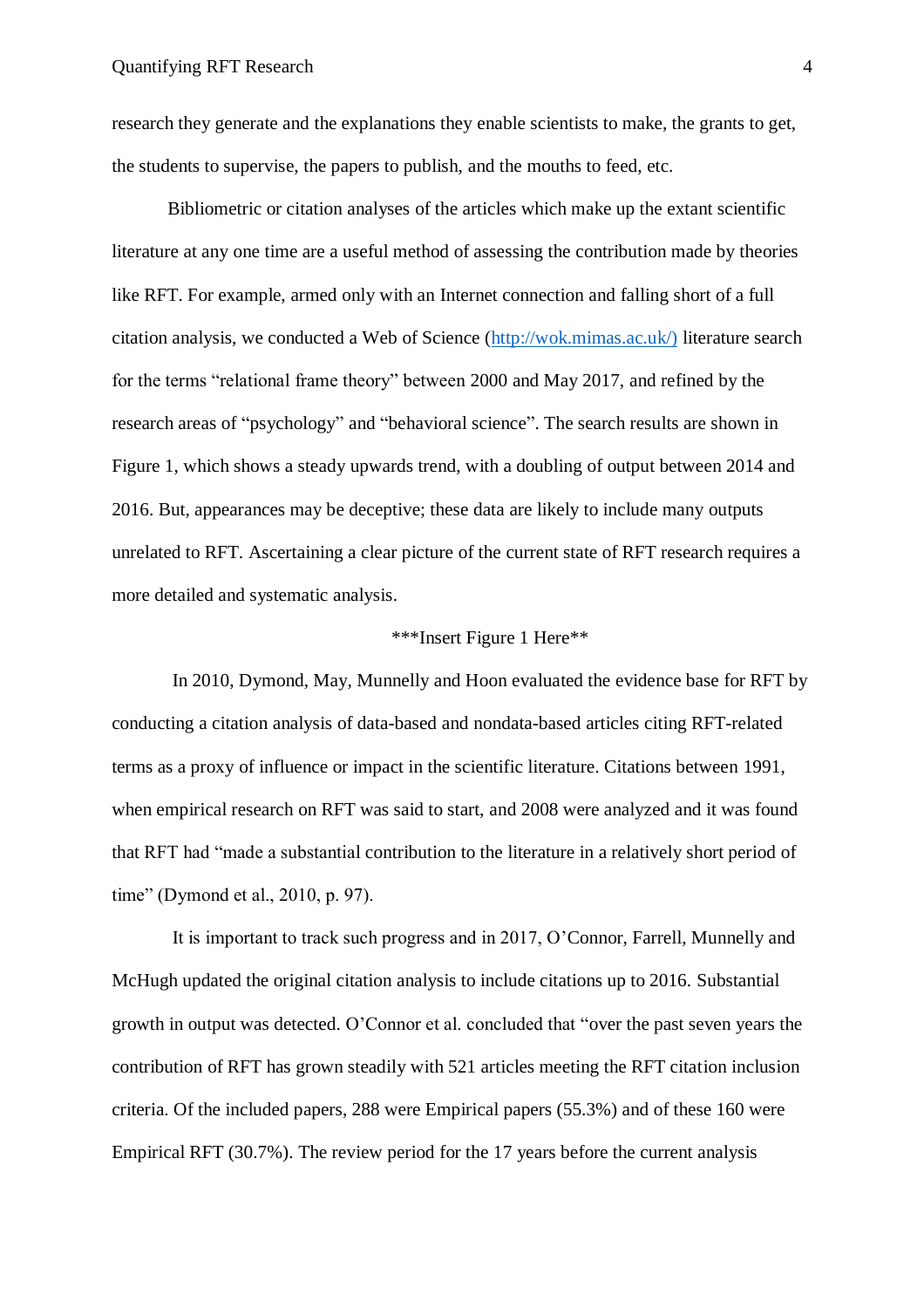research they generate and the explanations they enable scientists to make, the grants to get, the students to supervise, the papers to publish, and the mouths to feed, etc.

Bibliometric or citation analyses of the articles which make up the extant scientific literature at any one time are a useful method of assessing the contribution made by theories like RFT. For example, armed only with an Internet connection and falling short of a full citation analysis, we conducted a Web of Science (http://wok.mimas.ac.uk/) literature search for the terms "relational frame theory" between 2000 and May 2017, and refined by the research areas of "psychology" and "behavioral science". The search results are shown in Figure 1, which shows a steady upwards trend, with a doubling of output between 2014 and 2016. But, appearances may be deceptive; these data are likely to include many outputs unrelated to RFT. Ascertaining a clear picture of the current state of RFT research requires a more detailed and systematic analysis.

***Insert Figure 1 Here**

In 2010, Dymond, May, Munnelly and Hoon evaluated the evidence base for RFT by conducting a citation analysis of data-based and nondata-based articles citing RFT-related terms as a proxy of influence or impact in the scientific literature. Citations between 1991, when empirical research on RFT was said to start, and 2008 were analyzed and it was found that RFT had "made a substantial contribution to the literature in a relatively short period of time" (Dymond et al., 2010, p. 97).

It is important to track such progress and in 2017, O'Connor, Farrell, Munnelly and McHugh updated the original citation analysis to include citations up to 2016. Substantial growth in output was detected. O'Connor et al. concluded that "over the past seven years the contribution of RFT has grown steadily with 521 articles meeting the RFT citation inclusion criteria. Of the included papers, 288 were Empirical papers (55.3%) and of these 160 were Empirical RFT (30.7%). The review period for the 17 years before the current analysis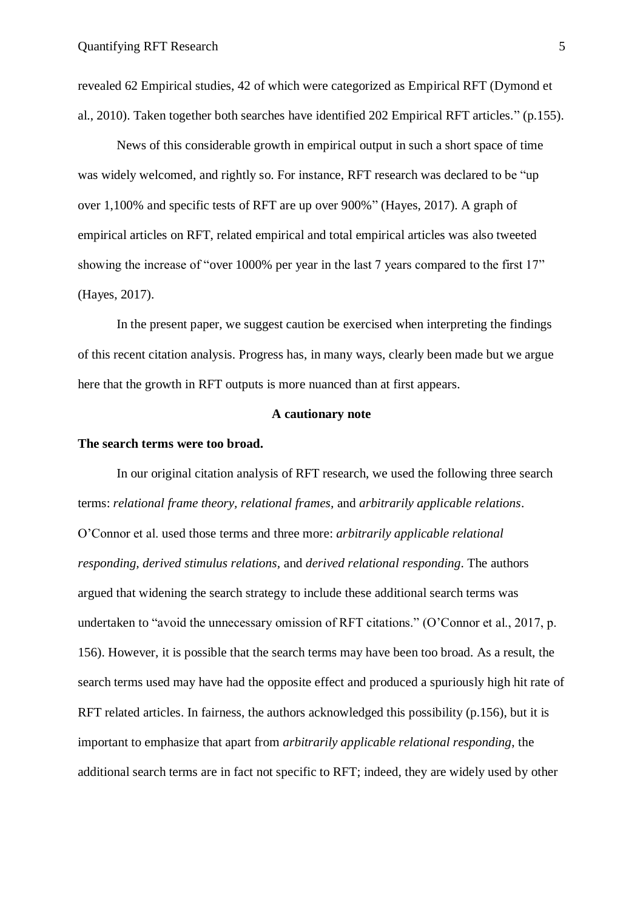revealed 62 Empirical studies, 42 of which were categorized as Empirical RFT (Dymond et al., 2010). Taken together both searches have identified 202 Empirical RFT articles." (p.155).

News of this considerable growth in empirical output in such a short space of time was widely welcomed, and rightly so. For instance, RFT research was declared to be "up over 1,100% and specific tests of RFT are up over 900%" (Hayes, 2017). A graph of empirical articles on RFT, related empirical and total empirical articles was also tweeted showing the increase of "over 1000% per year in the last 7 years compared to the first 17" (Hayes, 2017).

In the present paper, we suggest caution be exercised when interpreting the findings of this recent citation analysis. Progress has, in many ways, clearly been made but we argue here that the growth in RFT outputs is more nuanced than at first appears.

## A cautionary note

### The search terms were too broad.

In our original citation analysis of RFT research, we used the following three search terms: *relational frame theory*, *relational frames,* and *arbitrarily applicable relations*. O'Connor et al. used those terms and three more: *arbitrarily applicable relational responding, derived stimulus relations,* and *derived relational responding*. The authors argued that widening the search strategy to include these additional search terms was undertaken to "avoid the unnecessary omission of RFT citations." (O'Connor et al., 2017, p. 156). However, it is possible that the search terms may have been too broad. As a result, the search terms used may have had the opposite effect and produced a spuriously high hit rate of RFT related articles. In fairness, the authors acknowledged this possibility (p.156), but it is important to emphasize that apart from *arbitrarily applicable relational responding*, the additional search terms are in fact not specific to RFT; indeed, they are widely used by other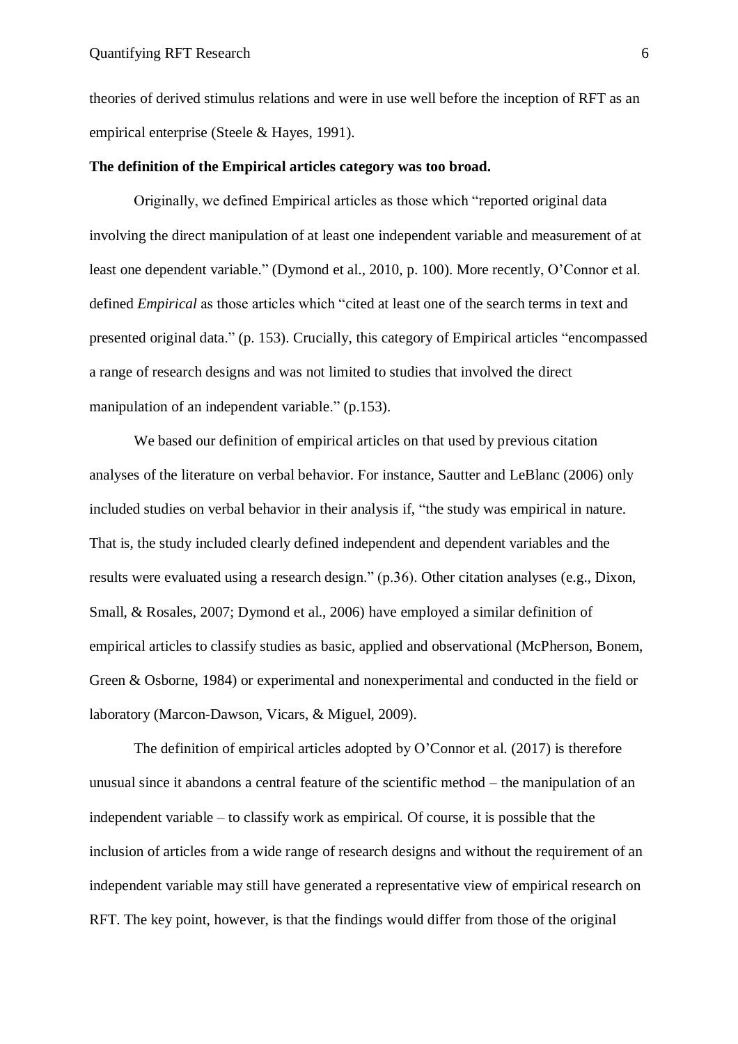theories of derived stimulus relations and were in use well before the inception of RFT as an empirical enterprise (Steele & Hayes, 1991).

**The definition of the Empirical articles category was too broad.**

Originally, we defined Empirical articles as those which "reported original data involving the direct manipulation of at least one independent variable and measurement of at least one dependent variable." (Dymond et al., 2010, p. 100). More recently, O'Connor et al. defined *Empirical* as those articles which "cited at least one of the search terms in text and presented original data." (p. 153). Crucially, this category of Empirical articles "encompassed a range of research designs and was not limited to studies that involved the direct manipulation of an independent variable." (p.153).

We based our definition of empirical articles on that used by previous citation analyses of the literature on verbal behavior. For instance, Sautter and LeBlanc (2006) only included studies on verbal behavior in their analysis if, "the study was empirical in nature. That is, the study included clearly defined independent and dependent variables and the results were evaluated using a research design." (p.36). Other citation analyses (e.g., Dixon, Small, & Rosales, 2007; Dymond et al., 2006) have employed a similar definition of empirical articles to classify studies as basic, applied and observational (McPherson, Bonem, Green & Osborne, 1984) or experimental and nonexperimental and conducted in the field or laboratory (Marcon-Dawson, Vicars, & Miguel, 2009).

The definition of empirical articles adopted by O'Connor et al. (2017) is therefore unusual since it abandons a central feature of the scientific method – the manipulation of an independent variable – to classify work as empirical. Of course, it is possible that the inclusion of articles from a wide range of research designs and without the requirement of an independent variable may still have generated a representative view of empirical research on RFT. The key point, however, is that the findings would differ from those of the original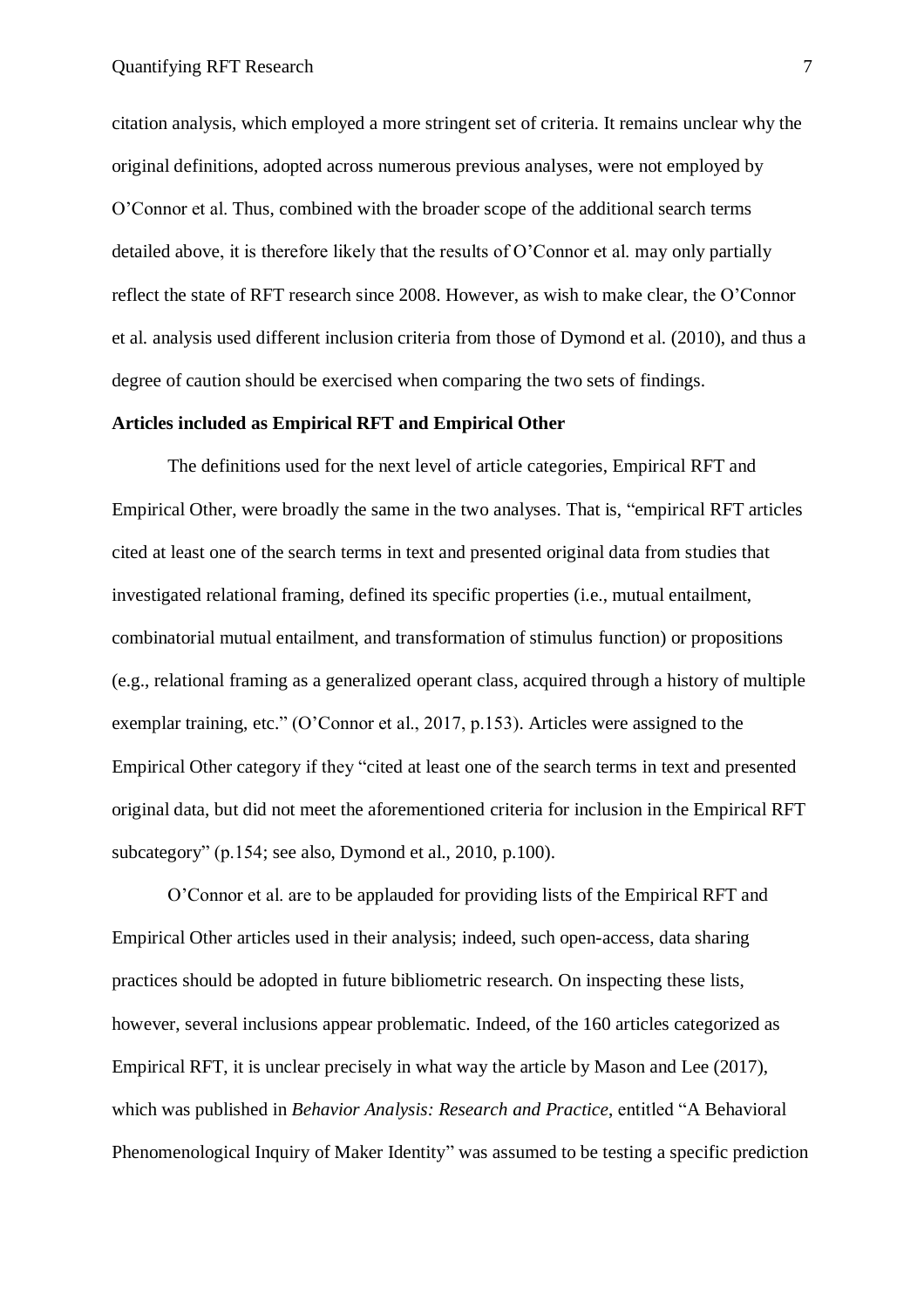citation analysis, which employed a more stringent set of criteria. It remains unclear why the original definitions, adopted across numerous previous analyses, were not employed by O'Connor et al. Thus, combined with the broader scope of the additional search terms detailed above, it is therefore likely that the results of O'Connor et al. may only partially reflect the state of RFT research since 2008. However, as wish to make clear, the O'Connor et al. analysis used different inclusion criteria from those of Dymond et al. (2010), and thus a degree of caution should be exercised when comparing the two sets of findings.

**Articles included as Empirical RFT and Empirical Other**

The definitions used for the next level of article categories, Empirical RFT and Empirical Other, were broadly the same in the two analyses. That is, "empirical RFT articles cited at least one of the search terms in text and presented original data from studies that investigated relational framing, defined its specific properties (i.e., mutual entailment, combinatorial mutual entailment, and transformation of stimulus function) or propositions (e.g., relational framing as a generalized operant class, acquired through a history of multiple exemplar training, etc." (O'Connor et al., 2017, p.153). Articles were assigned to the Empirical Other category if they "cited at least one of the search terms in text and presented original data, but did not meet the aforementioned criteria for inclusion in the Empirical RFT subcategory" (p.154; see also, Dymond et al., 2010, p.100).

O'Connor et al. are to be applauded for providing lists of the Empirical RFT and Empirical Other articles used in their analysis; indeed, such open-access, data sharing practices should be adopted in future bibliometric research. On inspecting these lists, however, several inclusions appear problematic. Indeed, of the 160 articles categorized as Empirical RFT, it is unclear precisely in what way the article by Mason and Lee (2017), which was published in *Behavior Analysis: Research and Practice*, entitled "A Behavioral Phenomenological Inquiry of Maker Identity" was assumed to be testing a specific prediction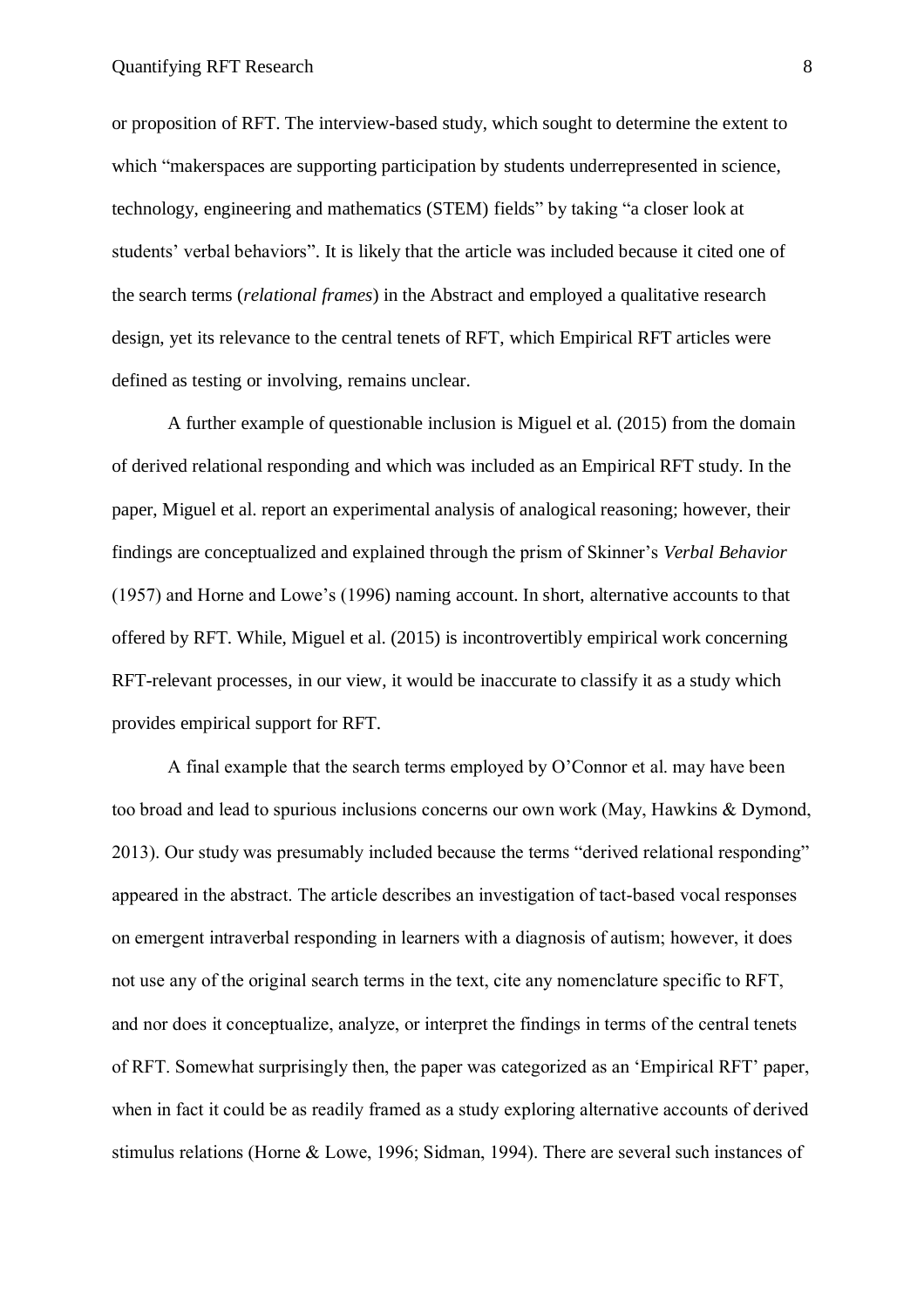or proposition of RFT. The interview-based study, which sought to determine the extent to which "makerspaces are supporting participation by students underrepresented in science, technology, engineering and mathematics (STEM) fields" by taking "a closer look at students' verbal behaviors". It is likely that the article was included because it cited one of the search terms (*relational frames*) in the Abstract and employed a qualitative research design, yet its relevance to the central tenets of RFT, which Empirical RFT articles were defined as testing or involving, remains unclear.

A further example of questionable inclusion is Miguel et al. (2015) from the domain of derived relational responding and which was included as an Empirical RFT study. In the paper, Miguel et al. report an experimental analysis of analogical reasoning; however, their findings are conceptualized and explained through the prism of Skinner's *Verbal Behavior* (1957) and Horne and Lowe's (1996) naming account. In short, alternative accounts to that offered by RFT. While, Miguel et al. (2015) is incontrovertibly empirical work concerning RFT-relevant processes, in our view, it would be inaccurate to classify it as a study which provides empirical support for RFT.

A final example that the search terms employed by O'Connor et al. may have been too broad and lead to spurious inclusions concerns our own work (May, Hawkins & Dymond, 2013). Our study was presumably included because the terms "derived relational responding" appeared in the abstract. The article describes an investigation of tact-based vocal responses on emergent intraverbal responding in learners with a diagnosis of autism; however, it does not use any of the original search terms in the text, cite any nomenclature specific to RFT, and nor does it conceptualize, analyze, or interpret the findings in terms of the central tenets of RFT. Somewhat surprisingly then, the paper was categorized as an 'Empirical RFT' paper, when in fact it could be as readily framed as a study exploring alternative accounts of derived stimulus relations (Horne & Lowe, 1996; Sidman, 1994). There are several such instances of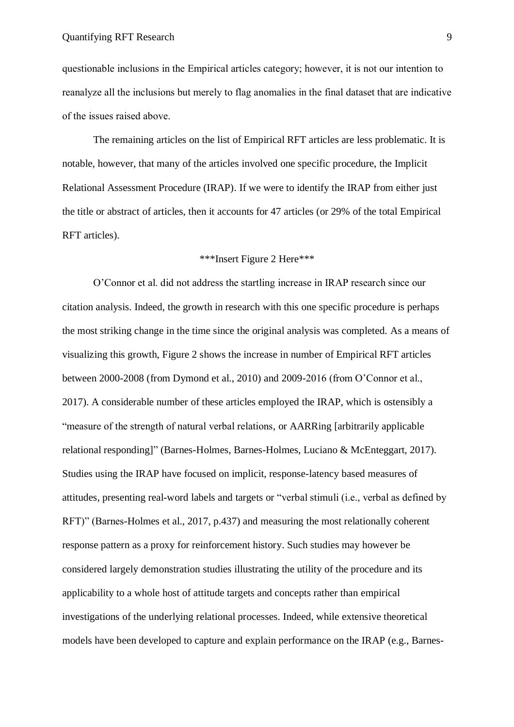questionable inclusions in the Empirical articles category; however, it is not our intention to reanalyze all the inclusions but merely to flag anomalies in the final dataset that are indicative of the issues raised above.

The remaining articles on the list of Empirical RFT articles are less problematic. It is notable, however, that many of the articles involved one specific procedure, the Implicit Relational Assessment Procedure (IRAP). If we were to identify the IRAP from either just the title or abstract of articles, then it accounts for 47 articles (or 29% of the total Empirical RFT articles).

***Insert Figure 2 Here***

O'Connor et al. did not address the startling increase in IRAP research since our citation analysis. Indeed, the growth in research with this one specific procedure is perhaps the most striking change in the time since the original analysis was completed. As a means of visualizing this growth, Figure 2 shows the increase in number of Empirical RFT articles between 2000-2008 (from Dymond et al., 2010) and 2009-2016 (from O'Connor et al., 2017). A considerable number of these articles employed the IRAP, which is ostensibly a "measure of the strength of natural verbal relations, or AARRing [arbitrarily applicable relational responding]" (Barnes-Holmes, Barnes-Holmes, Luciano & McEnteggart, 2017). Studies using the IRAP have focused on implicit, response-latency based measures of attitudes, presenting real-word labels and targets or "verbal stimuli (i.e., verbal as defined by RFT)" (Barnes-Holmes et al., 2017, p.437) and measuring the most relationally coherent response pattern as a proxy for reinforcement history. Such studies may however be considered largely demonstration studies illustrating the utility of the procedure and its applicability to a whole host of attitude targets and concepts rather than empirical investigations of the underlying relational processes. Indeed, while extensive theoretical models have been developed to capture and explain performance on the IRAP (e.g., Barnes-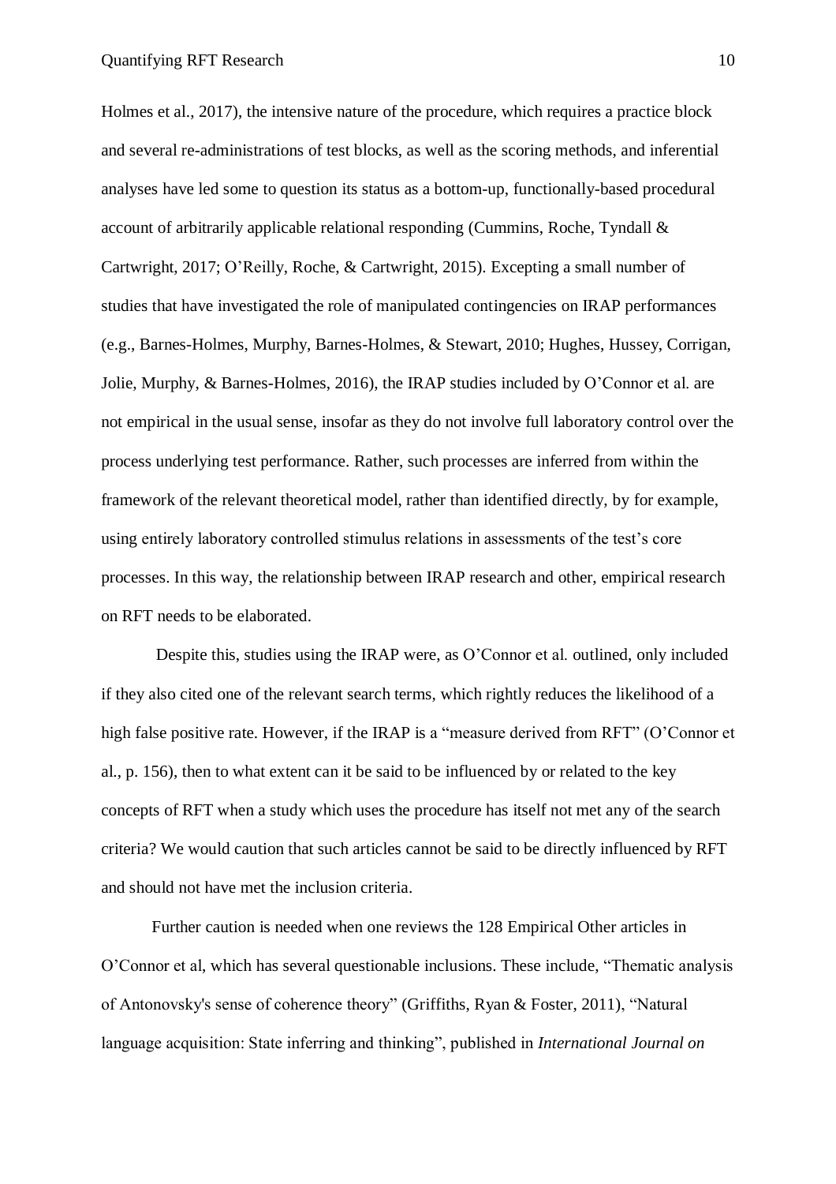Holmes et al., 2017), the intensive nature of the procedure, which requires a practice block and several re-administrations of test blocks, as well as the scoring methods, and inferential analyses have led some to question its status as a bottom-up, functionally-based procedural account of arbitrarily applicable relational responding (Cummins, Roche, Tyndall & Cartwright, 2017; O'Reilly, Roche, & Cartwright, 2015). Excepting a small number of studies that have investigated the role of manipulated contingencies on IRAP performances (e.g., Barnes-Holmes, Murphy, Barnes-Holmes, & Stewart, 2010; Hughes, Hussey, Corrigan, Jolie, Murphy, & Barnes-Holmes, 2016), the IRAP studies included by O'Connor et al. are not empirical in the usual sense, insofar as they do not involve full laboratory control over the process underlying test performance. Rather, such processes are inferred from within the framework of the relevant theoretical model, rather than identified directly, by for example, using entirely laboratory controlled stimulus relations in assessments of the test's core processes. In this way, the relationship between IRAP research and other, empirical research on RFT needs to be elaborated.

Despite this, studies using the IRAP were, as O'Connor et al. outlined, only included if they also cited one of the relevant search terms, which rightly reduces the likelihood of a high false positive rate. However, if the IRAP is a "measure derived from RFT" (O'Connor et al., p. 156), then to what extent can it be said to be influenced by or related to the key concepts of RFT when a study which uses the procedure has itself not met any of the search criteria? We would caution that such articles cannot be said to be directly influenced by RFT and should not have met the inclusion criteria.

Further caution is needed when one reviews the 128 Empirical Other articles in O'Connor et al, which has several questionable inclusions. These include, "Thematic analysis of Antonovsky's sense of coherence theory" (Griffiths, Ryan & Foster, 2011), "Natural language acquisition: State inferring and thinking", published in *International Journal on*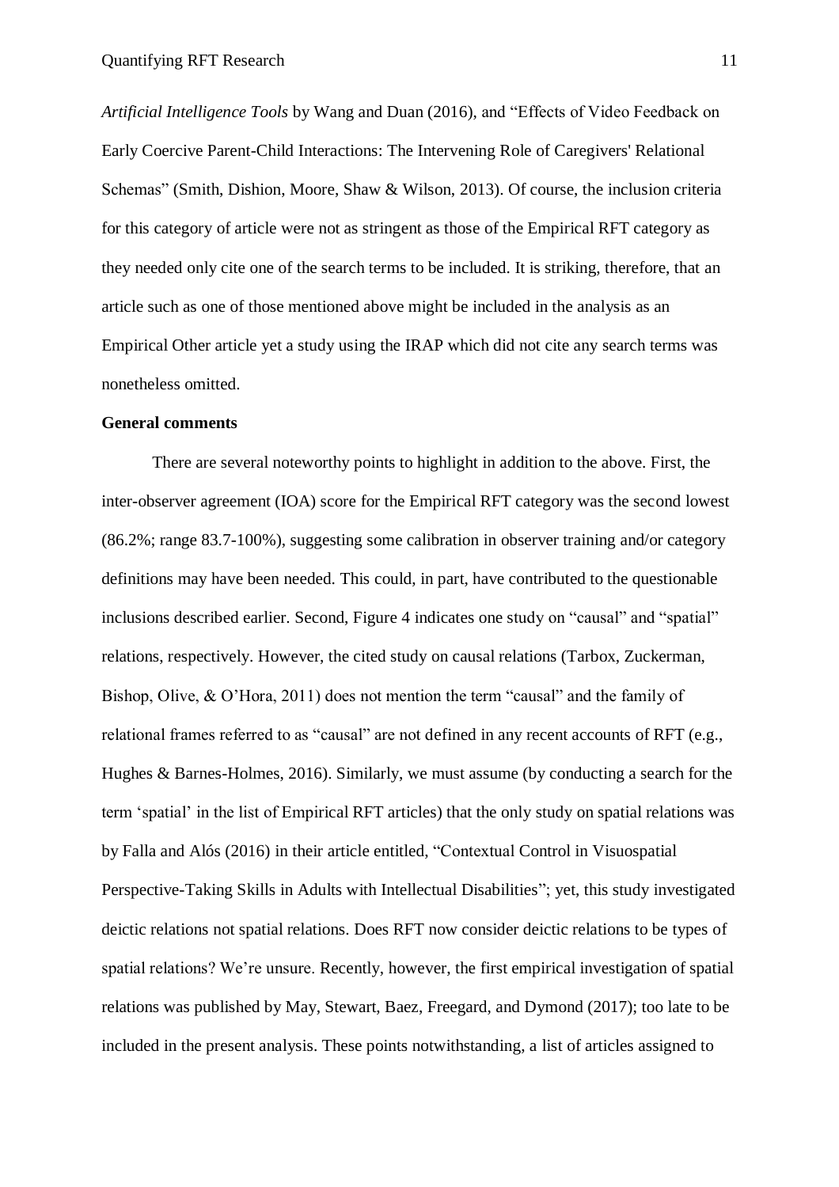*Artificial Intelligence Tools* by Wang and Duan (2016), and "Effects of Video Feedback on Early Coercive Parent-Child Interactions: The Intervening Role of Caregivers' Relational Schemas" (Smith, Dishion, Moore, Shaw & Wilson, 2013). Of course, the inclusion criteria for this category of article were not as stringent as those of the Empirical RFT category as they needed only cite one of the search terms to be included. It is striking, therefore, that an article such as one of those mentioned above might be included in the analysis as an Empirical Other article yet a study using the IRAP which did not cite any search terms was nonetheless omitted.

**General comments**

There are several noteworthy points to highlight in addition to the above. First, the inter-observer agreement (IOA) score for the Empirical RFT category was the second lowest (86.2%; range 83.7-100%), suggesting some calibration in observer training and/or category definitions may have been needed. This could, in part, have contributed to the questionable inclusions described earlier. Second, Figure 4 indicates one study on "causal" and "spatial" relations, respectively. However, the cited study on causal relations (Tarbox, Zuckerman, Bishop, Olive, & O'Hora, 2011) does not mention the term "causal" and the family of relational frames referred to as "causal" are not defined in any recent accounts of RFT (e.g., Hughes & Barnes-Holmes, 2016). Similarly, we must assume (by conducting a search for the term 'spatial' in the list of Empirical RFT articles) that the only study on spatial relations was by Falla and Alós (2016) in their article entitled, "Contextual Control in Visuospatial Perspective-Taking Skills in Adults with Intellectual Disabilities"; yet, this study investigated deictic relations not spatial relations. Does RFT now consider deictic relations to be types of spatial relations? We're unsure. Recently, however, the first empirical investigation of spatial relations was published by May, Stewart, Baez, Freegard, and Dymond (2017); too late to be included in the present analysis. These points notwithstanding, a list of articles assigned to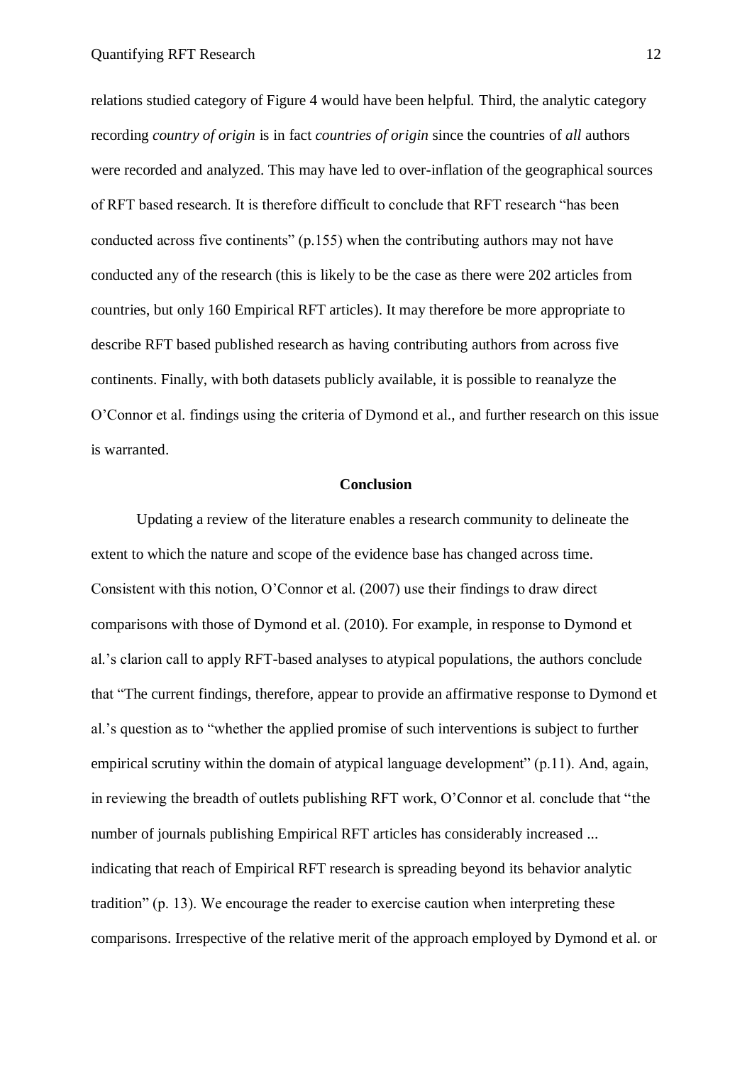relations studied category of Figure 4 would have been helpful. Third, the analytic category recording *country of origin* is in fact *countries of origin* since the countries of *all* authors were recorded and analyzed. This may have led to over-inflation of the geographical sources of RFT based research. It is therefore difficult to conclude that RFT research "has been conducted across five continents" (p.155) when the contributing authors may not have conducted any of the research (this is likely to be the case as there were 202 articles from countries, but only 160 Empirical RFT articles). It may therefore be more appropriate to describe RFT based published research as having contributing authors from across five continents. Finally, with both datasets publicly available, it is possible to reanalyze the O'Connor et al. findings using the criteria of Dymond et al., and further research on this issue is warranted.

## Conclusion

Updating a review of the literature enables a research community to delineate the extent to which the nature and scope of the evidence base has changed across time. Consistent with this notion, O'Connor et al. (2007) use their findings to draw direct comparisons with those of Dymond et al. (2010). For example, in response to Dymond et al.'s clarion call to apply RFT-based analyses to atypical populations, the authors conclude that "The current findings, therefore, appear to provide an affirmative response to Dymond et al.'s question as to "whether the applied promise of such interventions is subject to further empirical scrutiny within the domain of atypical language development" (p.11). And, again, in reviewing the breadth of outlets publishing RFT work, O'Connor et al. conclude that "the number of journals publishing Empirical RFT articles has considerably increased ... indicating that reach of Empirical RFT research is spreading beyond its behavior analytic tradition" (p. 13). We encourage the reader to exercise caution when interpreting these comparisons. Irrespective of the relative merit of the approach employed by Dymond et al. or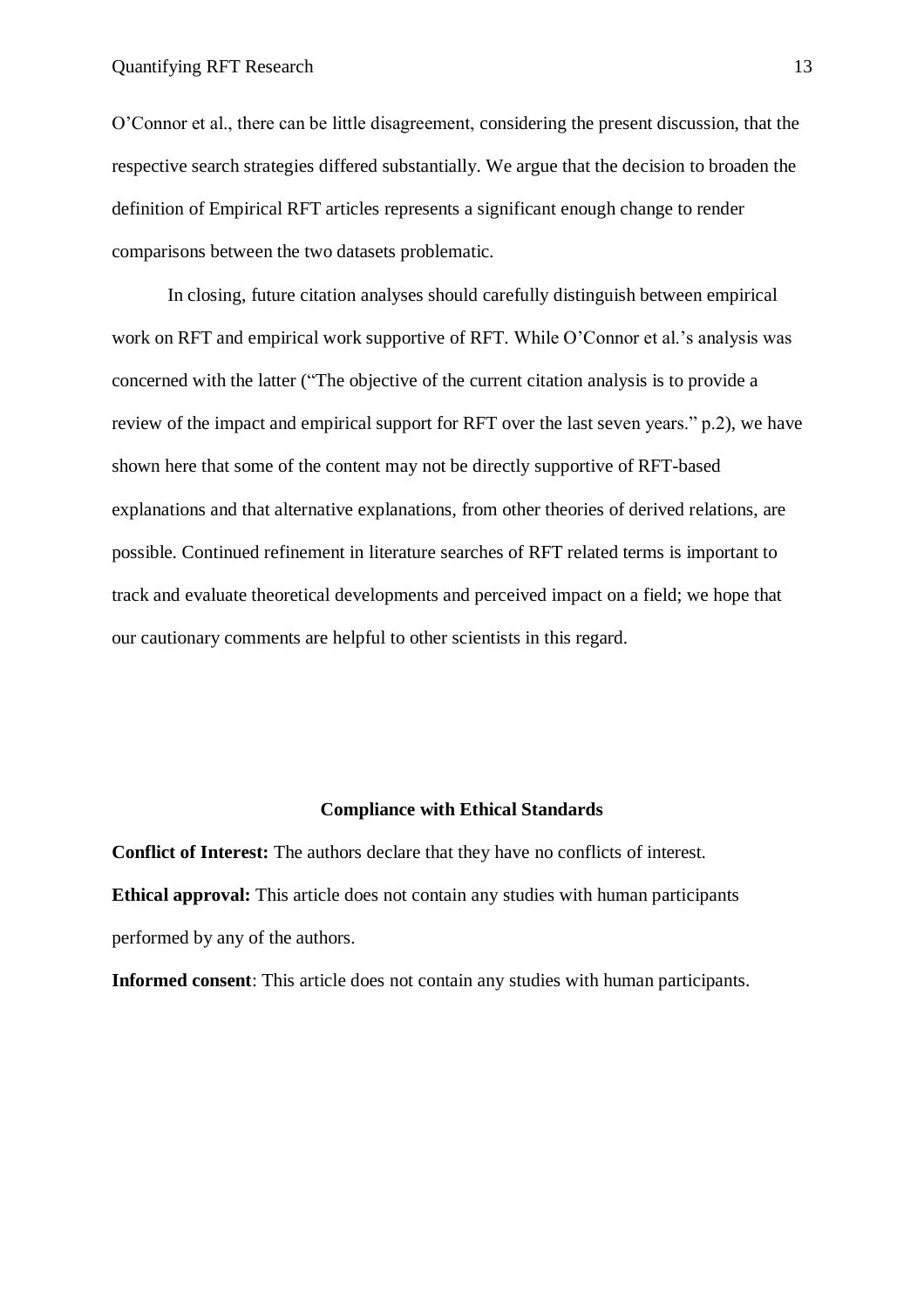O'Connor et al., there can be little disagreement, considering the present discussion, that the respective search strategies differed substantially. We argue that the decision to broaden the definition of Empirical RFT articles represents a significant enough change to render comparisons between the two datasets problematic.

In closing, future citation analyses should carefully distinguish between empirical work on RFT and empirical work supportive of RFT. While O'Connor et al.'s analysis was concerned with the latter ("The objective of the current citation analysis is to provide a review of the impact and empirical support for RFT over the last seven years." p.2), we have shown here that some of the content may not be directly supportive of RFT-based explanations and that alternative explanations, from other theories of derived relations, are possible. Continued refinement in literature searches of RFT related terms is important to track and evaluate theoretical developments and perceived impact on a field; we hope that our cautionary comments are helpful to other scientists in this regard.

## Compliance with Ethical Standards

**Conflict of Interest:** The authors declare that they have no conflicts of interest.

**Ethical approval:** This article does not contain any studies with human participants performed by any of the authors.

**Informed consent**: This article does not contain any studies with human participants.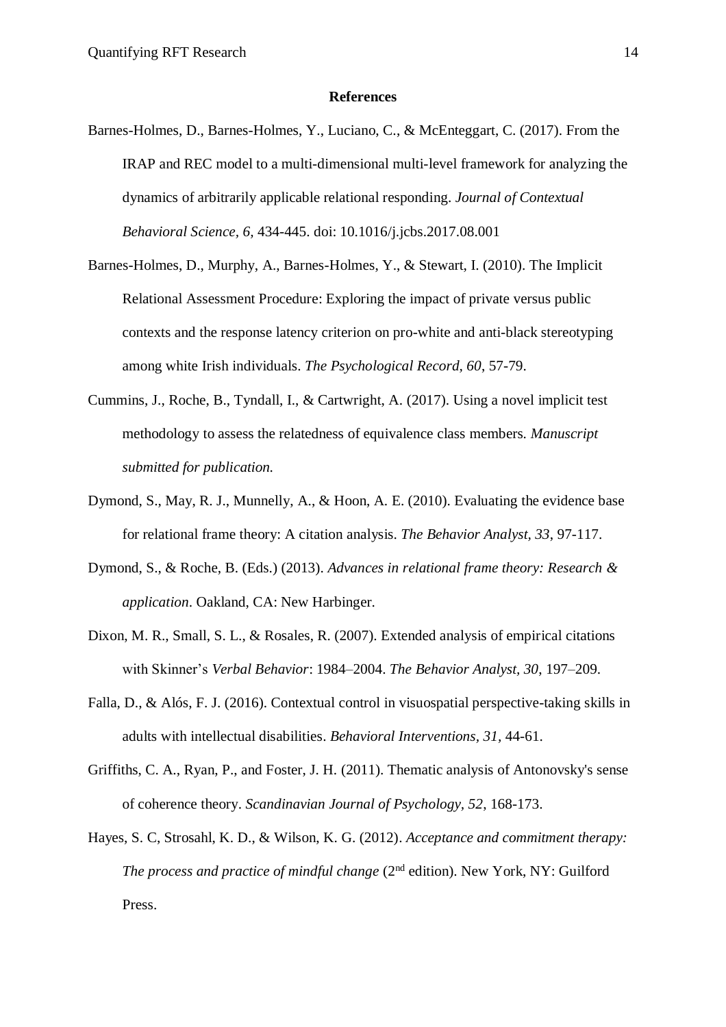## References

Barnes-Holmes, D., Barnes-Holmes, Y., Luciano, C., & McEnteggart, C. (2017). From the IRAP and REC model to a multi-dimensional multi-level framework for analyzing the dynamics of arbitrarily applicable relational responding. *Journal of Contextual Behavioral Science, 6,* 434-445. doi: 10.1016/j.jcbs.2017.08.001

Barnes-Holmes, D., Murphy, A., Barnes-Holmes, Y., & Stewart, I. (2010). The Implicit Relational Assessment Procedure: Exploring the impact of private versus public contexts and the response latency criterion on pro-white and anti-black stereotyping among white Irish individuals. *The Psychological Record, 60*, 57-79.

Cummins, J., Roche, B., Tyndall, I., & Cartwright, A. (2017). Using a novel implicit test methodology to assess the relatedness of equivalence class members. *Manuscript submitted for publication.*

Dymond, S., May, R. J., Munnelly, A., & Hoon, A. E. (2010). Evaluating the evidence base for relational frame theory: A citation analysis. *The Behavior Analyst, 33*, 97-117.

Dymond, S., & Roche, B. (Eds.) (2013). *Advances in relational frame theory: Research & application*. Oakland, CA: New Harbinger.

Dixon, M. R., Small, S. L., & Rosales, R. (2007). Extended analysis of empirical citations with Skinner's *Verbal Behavior*: 1984–2004. *The Behavior Analyst, 30*, 197–209.

Falla, D., & Alós, F. J. (2016). Contextual control in visuospatial perspective-taking skills in adults with intellectual disabilities. *Behavioral Interventions, 31,* 44-61.

Griffiths, C. A., Ryan, P., and Foster, J. H. (2011). Thematic analysis of Antonovsky's sense of coherence theory. *Scandinavian Journal of Psychology, 52*, 168-173.

Hayes, S. C, Strosahl, K. D., & Wilson, K. G. (2012). *Acceptance and commitment therapy: The process and practice of mindful change* (2nd edition). New York, NY: Guilford Press.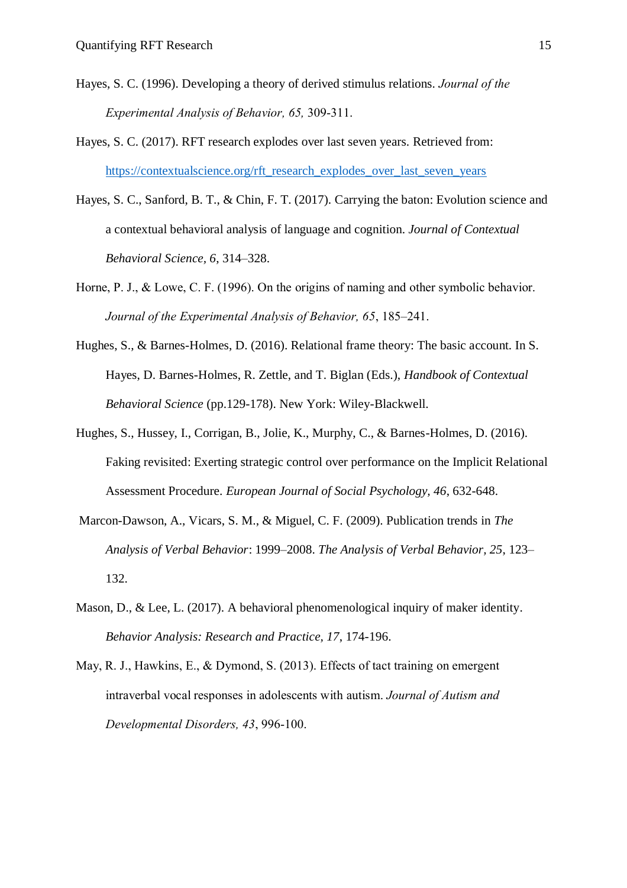Hayes, S. C. (1996). Developing a theory of derived stimulus relations. *Journal of the Experimental Analysis of Behavior, 65,* 309-311.

Hayes, S. C. (2017). RFT research explodes over last seven years. Retrieved from: https://contextualscience.org/rft_research_explodes_over_last_seven_years

Hayes, S. C., Sanford, B. T., & Chin, F. T. (2017). Carrying the baton: Evolution science and a contextual behavioral analysis of language and cognition. *Journal of Contextual Behavioral Science, 6*, 314–328.

Horne, P. J., & Lowe, C. F. (1996). On the origins of naming and other symbolic behavior. *Journal of the Experimental Analysis of Behavior, 65*, 185–241.

Hughes, S., & Barnes-Holmes, D. (2016). Relational frame theory: The basic account. In S. Hayes, D. Barnes-Holmes, R. Zettle, and T. Biglan (Eds.), *Handbook of Contextual Behavioral Science* (pp.129-178). New York: Wiley-Blackwell.

Hughes, S., Hussey, I., Corrigan, B., Jolie, K., Murphy, C., & Barnes-Holmes, D. (2016). Faking revisited: Exerting strategic control over performance on the Implicit Relational Assessment Procedure. *European Journal of Social Psychology*, *46*, 632-648.

Marcon-Dawson, A., Vicars, S. M., & Miguel, C. F. (2009). Publication trends in *The Analysis of Verbal Behavior*: 1999–2008. *The Analysis of Verbal Behavior, 25*, 123–132.

Mason, D., & Lee, L. (2017). A behavioral phenomenological inquiry of maker identity. *Behavior Analysis: Research and Practice, 17*, 174-196.

May, R. J., Hawkins, E., & Dymond, S. (2013). Effects of tact training on emergent intraverbal vocal responses in adolescents with autism. *Journal of Autism and Developmental Disorders, 43*, 996-100.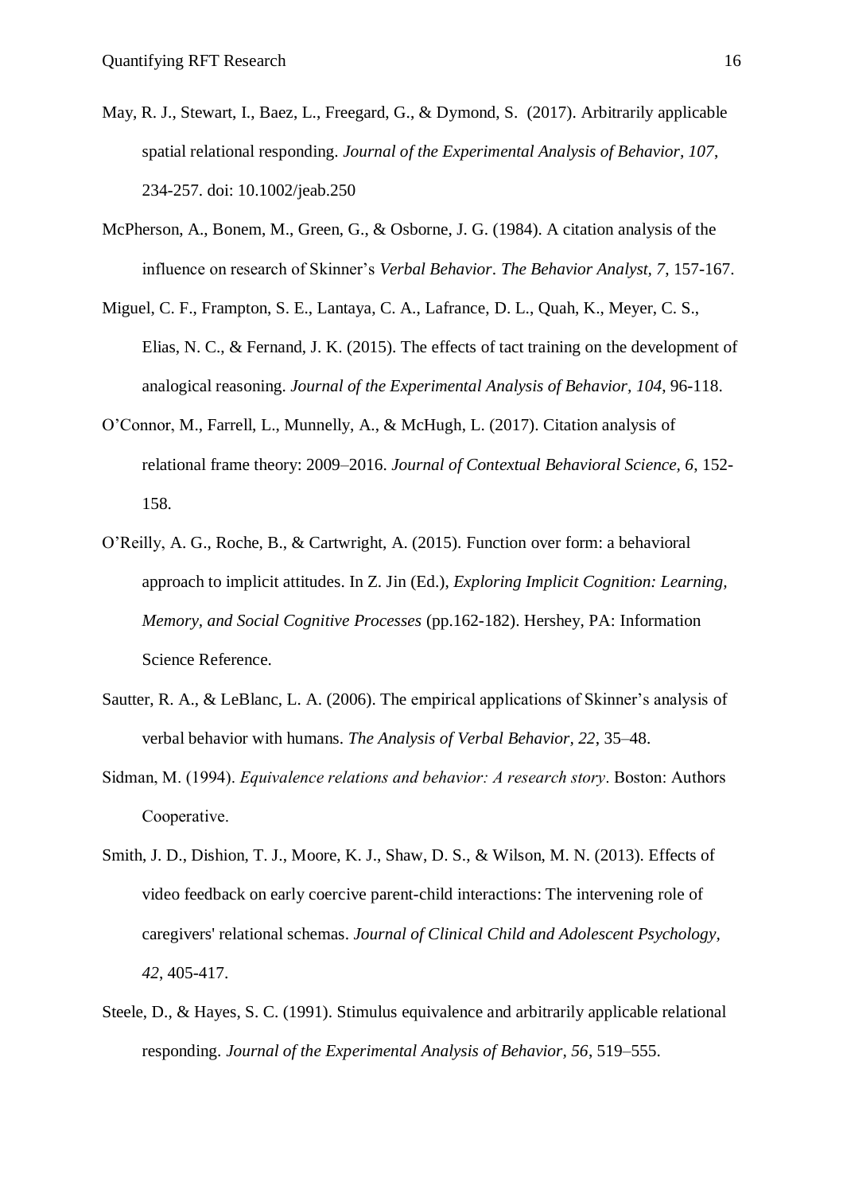May, R. J., Stewart, I., Baez, L., Freegard, G., & Dymond, S. (2017). Arbitrarily applicable spatial relational responding. *Journal of the Experimental Analysis of Behavior, 107*, 234-257. doi: 10.1002/jeab.250

McPherson, A., Bonem, M., Green, G., & Osborne, J. G. (1984). A citation analysis of the influence on research of Skinner's *Verbal Behavior*. *The Behavior Analyst, 7*, 157-167.

Miguel, C. F., Frampton, S. E., Lantaya, C. A., Lafrance, D. L., Quah, K., Meyer, C. S., Elias, N. C., & Fernand, J. K. (2015). The effects of tact training on the development of analogical reasoning. *Journal of the Experimental Analysis of Behavior, 104*, 96-118.

O'Connor, M., Farrell, L., Munnelly, A., & McHugh, L. (2017). Citation analysis of relational frame theory: 2009–2016. *Journal of Contextual Behavioral Science, 6*, 152-158.

O'Reilly, A. G., Roche, B., & Cartwright, A. (2015). Function over form: a behavioral approach to implicit attitudes. In Z. Jin (Ed.), *Exploring Implicit Cognition: Learning, Memory, and Social Cognitive Processes* (pp.162-182). Hershey, PA: Information Science Reference.

Sautter, R. A., & LeBlanc, L. A. (2006). The empirical applications of Skinner's analysis of verbal behavior with humans. *The Analysis of Verbal Behavior, 22*, 35–48.

Sidman, M. (1994). *Equivalence relations and behavior: A research story*. Boston: Authors Cooperative.

Smith, J. D., Dishion, T. J., Moore, K. J., Shaw, D. S., & Wilson, M. N. (2013). Effects of video feedback on early coercive parent-child interactions: The intervening role of caregivers' relational schemas. *Journal of Clinical Child and Adolescent Psychology, 42*, 405-417.

Steele, D., & Hayes, S. C. (1991). Stimulus equivalence and arbitrarily applicable relational responding. *Journal of the Experimental Analysis of Behavior, 56*, 519–555.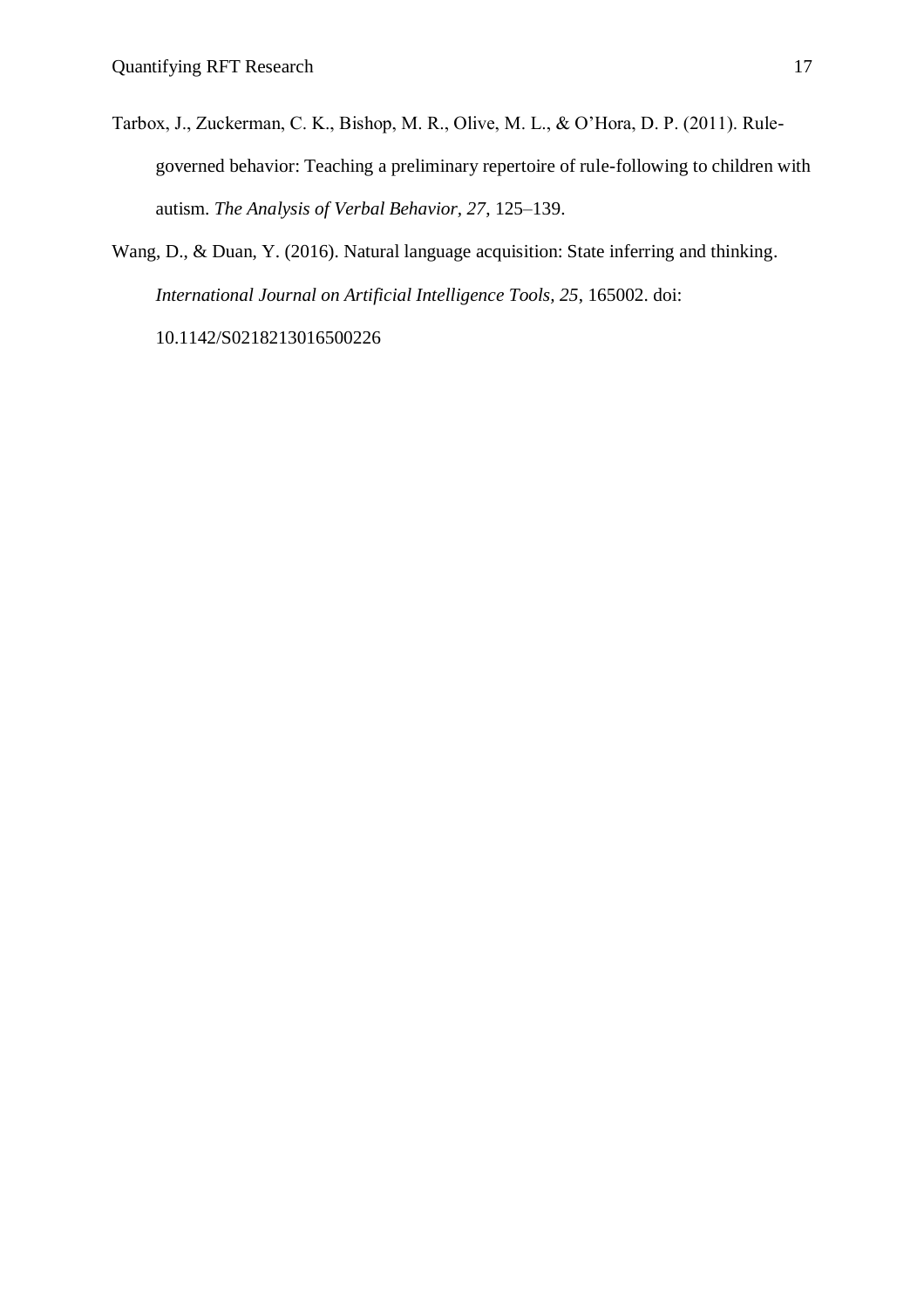Tarbox, J., Zuckerman, C. K., Bishop, M. R., Olive, M. L., & O'Hora, D. P. (2011). Rule-governed behavior: Teaching a preliminary repertoire of rule-following to children with autism. *The Analysis of Verbal Behavior*, *27*, 125–139.

Wang, D., & Duan, Y. (2016). Natural language acquisition: State inferring and thinking. *International Journal on Artificial Intelligence Tools*, *25*, 165002. doi: 10.1142/S0218213016500226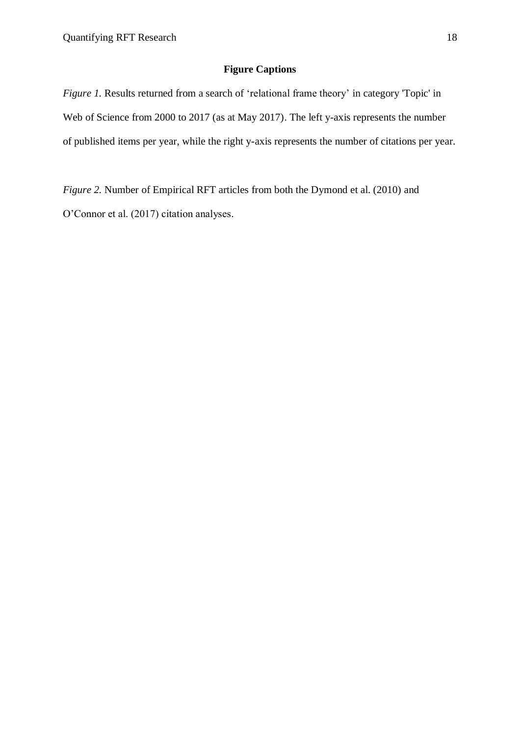**Figure Captions**

*Figure 1.* Results returned from a search of ‘relational frame theory’ in category 'Topic' in Web of Science from 2000 to 2017 (as at May 2017). The left y-axis represents the number of published items per year, while the right y-axis represents the number of citations per year.

*Figure 2.* Number of Empirical RFT articles from both the Dymond et al. (2010) and O’Connor et al. (2017) citation analyses.